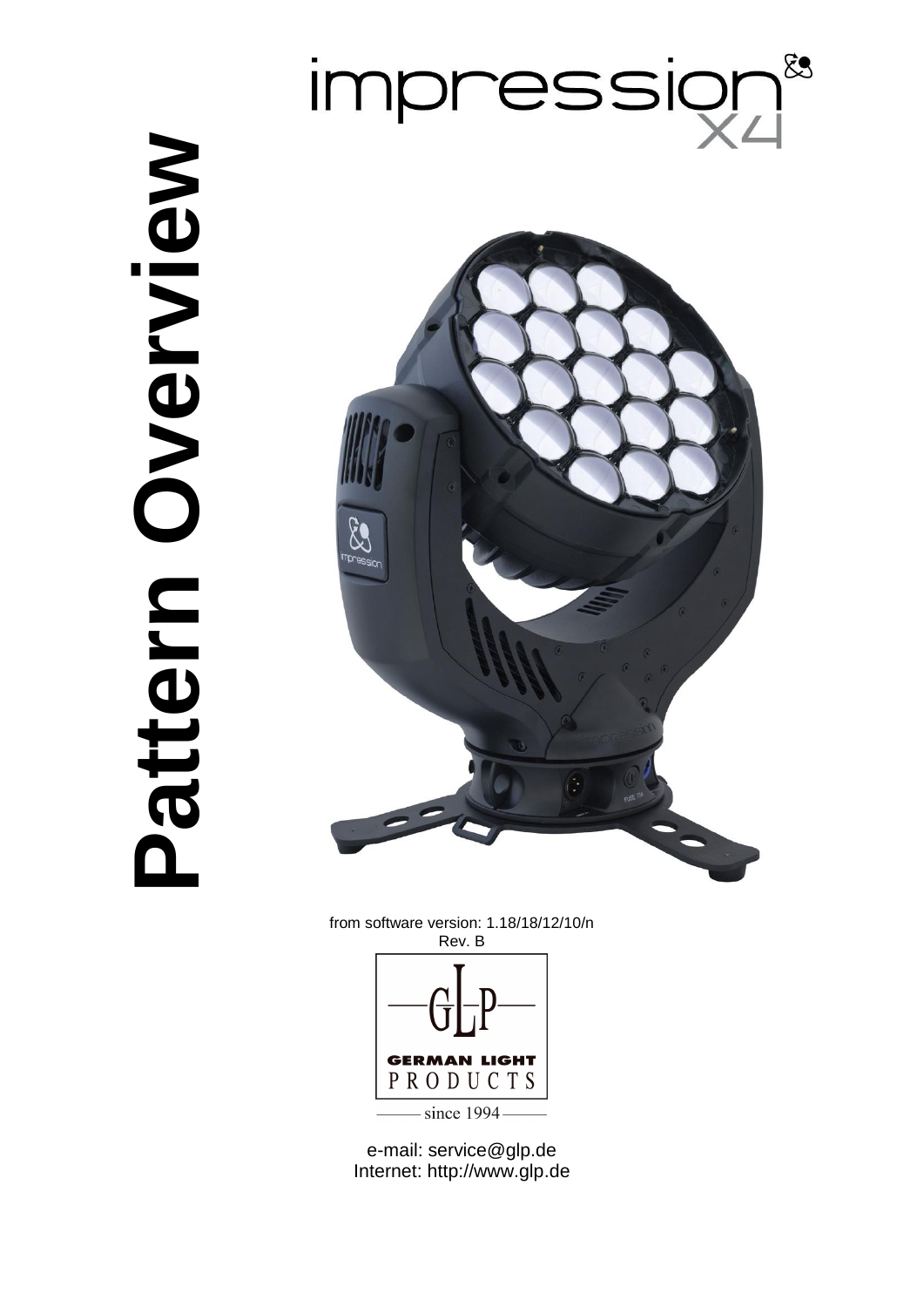# Pattern Overview

impression X4

from software version: 1.18/18/12/10/n
Rev. B

GLP
GERMAN LIGHT PRODUCTS
since 1994

e-mail: service@glp.de
Internet: http://www.glp.de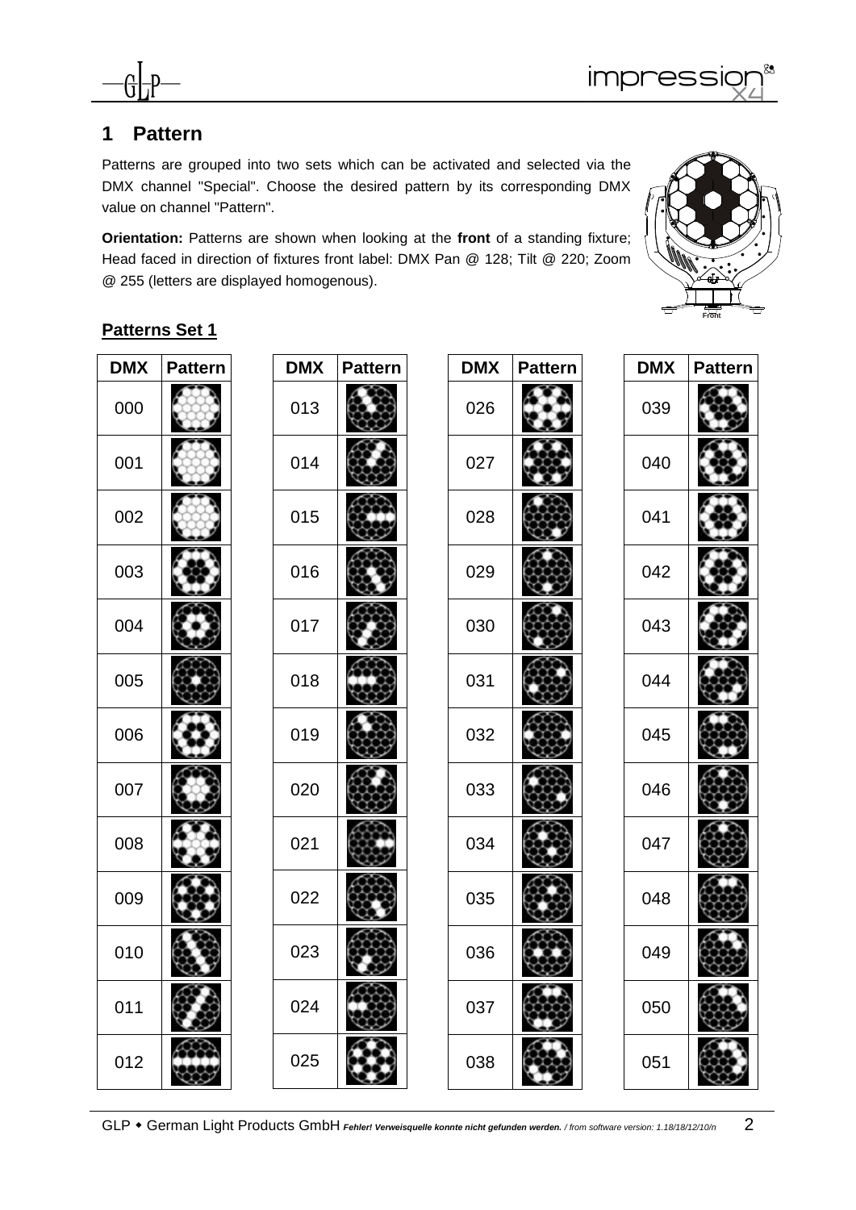## 1 Pattern

Patterns are grouped into two sets which can be activated and selected via the DMX channel "Special". Choose the desired pattern by its corresponding DMX value on channel "Pattern".

**Orientation:** Patterns are shown when looking at the **front** of a standing fixture; Head faced in direction of fixtures front label: DMX Pan @ 128; Tilt @ 220; Zoom @ 255 (letters are displayed homogenous).

### Patterns Set 1

| DMX | Pattern | DMX | Pattern | DMX | Pattern | DMX | Pattern |
|---|---|---|---|---|---|---|---|
| 000 | | 013 | | 026 | | 039 | |
| 001 | | 014 | | 027 | | 040 | |
| 002 | | 015 | | 028 | | 041 | |
| 003 | | 016 | | 029 | | 042 | |
| 004 | | 017 | | 030 | | 043 | |
| 005 | | 018 | | 031 | | 044 | |
| 006 | | 019 | | 032 | | 045 | |
| 007 | | 020 | | 033 | | 046 | |
| 008 | | 021 | | 034 | | 047 | |
| 009 | | 022 | | 035 | | 048 | |
| 010 | | 023 | | 036 | | 049 | |
| 011 | | 024 | | 037 | | 050 | |
| 012 | | 025 | | 038 | | 051 | |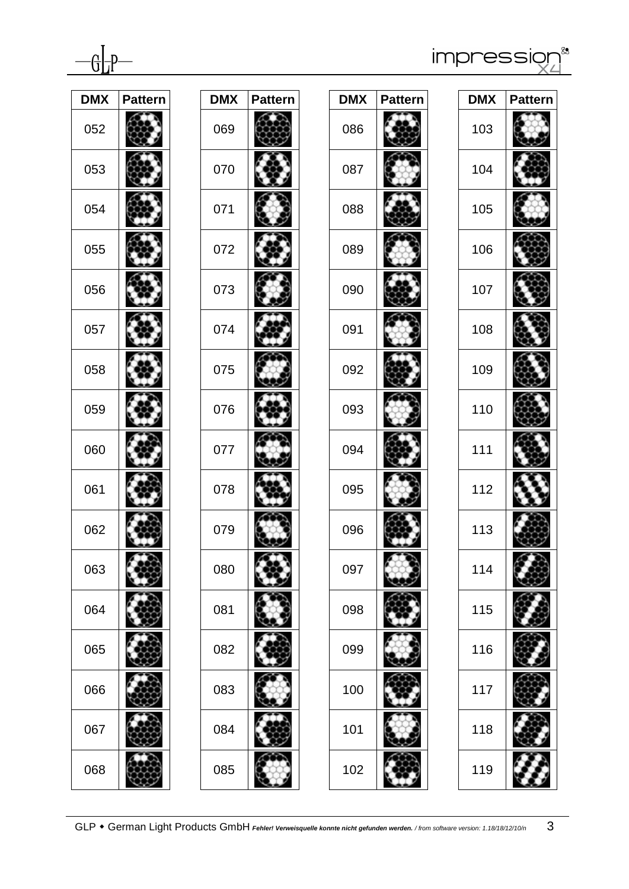| DMX | Pattern |
|---|---|
| 052 | |
| 053 | |
| 054 | |
| 055 | |
| 056 | |
| 057 | |
| 058 | |
| 059 | |
| 060 | |
| 061 | |
| 062 | |
| 063 | |
| 064 | |
| 065 | |
| 066 | |
| 067 | |
| 068 | |
| 069 | |
| 070 | |
| 071 | |
| 072 | |
| 073 | |
| 074 | |
| 075 | |
| 076 | |
| 077 | |
| 078 | |
| 079 | |
| 080 | |
| 081 | |
| 082 | |
| 083 | |
| 084 | |
| 085 | |
| 086 | |
| 087 | |
| 088 | |
| 089 | |
| 090 | |
| 091 | |
| 092 | |
| 093 | |
| 094 | |
| 095 | |
| 096 | |
| 097 | |
| 098 | |
| 099 | |
| 100 | |
| 101 | |
| 102 | |
| 103 | |
| 104 | |
| 105 | |
| 106 | |
| 107 | |
| 108 | |
| 109 | |
| 110 | |
| 111 | |
| 112 | |
| 113 | |
| 114 | |
| 115 | |
| 116 | |
| 117 | |
| 118 | |
| 119 | |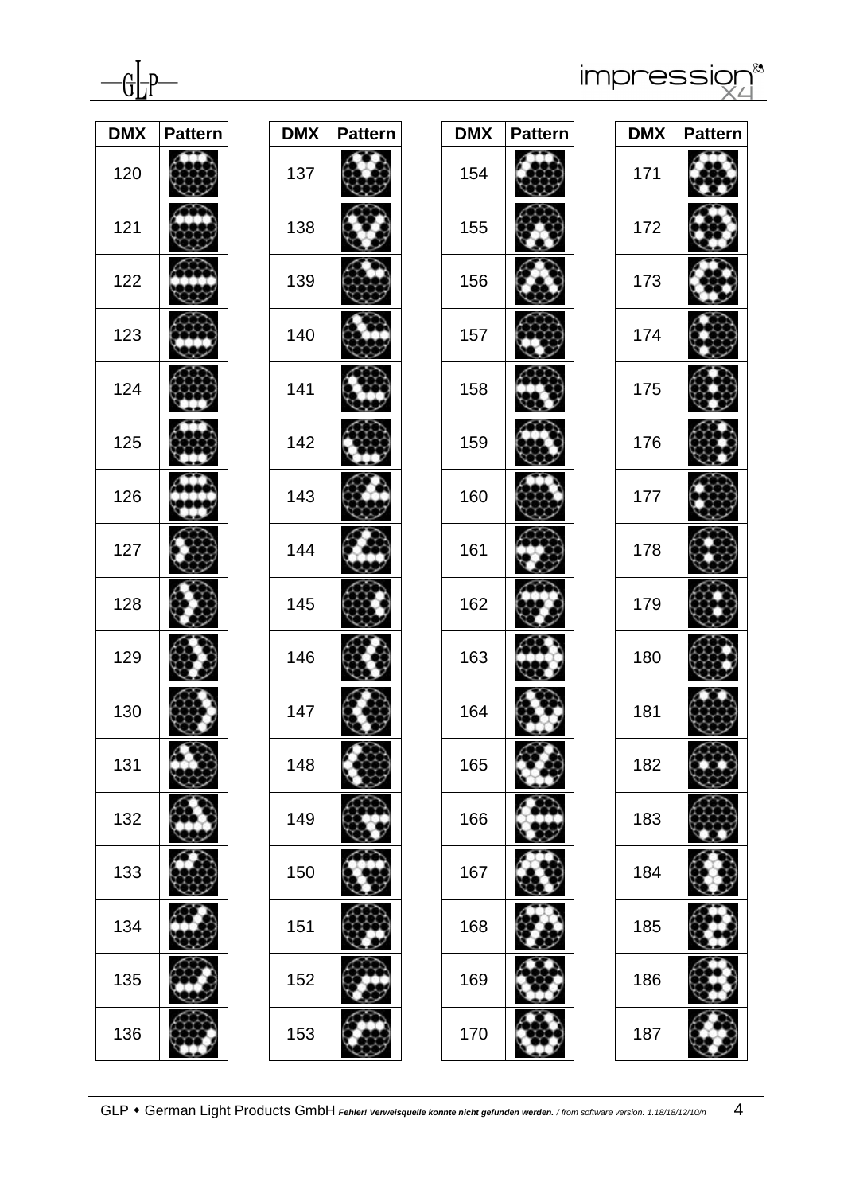| DMX | Pattern |
|---|---|
| 120 | |
| 121 | |
| 122 | |
| 123 | |
| 124 | |
| 125 | |
| 126 | |
| 127 | |
| 128 | |
| 129 | |
| 130 | |
| 131 | |
| 132 | |
| 133 | |
| 134 | |
| 135 | |
| 136 | |

| DMX | Pattern |
|---|---|
| 137 | |
| 138 | |
| 139 | |
| 140 | |
| 141 | |
| 142 | |
| 143 | |
| 144 | |
| 145 | |
| 146 | |
| 147 | |
| 148 | |
| 149 | |
| 150 | |
| 151 | |
| 152 | |
| 153 | |

| DMX | Pattern |
|---|---|
| 154 | |
| 155 | |
| 156 | |
| 157 | |
| 158 | |
| 159 | |
| 160 | |
| 161 | |
| 162 | |
| 163 | |
| 164 | |
| 165 | |
| 166 | |
| 167 | |
| 168 | |
| 169 | |
| 170 | |

| DMX | Pattern |
|---|---|
| 171 | |
| 172 | |
| 173 | |
| 174 | |
| 175 | |
| 176 | |
| 177 | |
| 178 | |
| 179 | |
| 180 | |
| 181 | |
| 182 | |
| 183 | |
| 184 | |
| 185 | |
| 186 | |
| 187 | |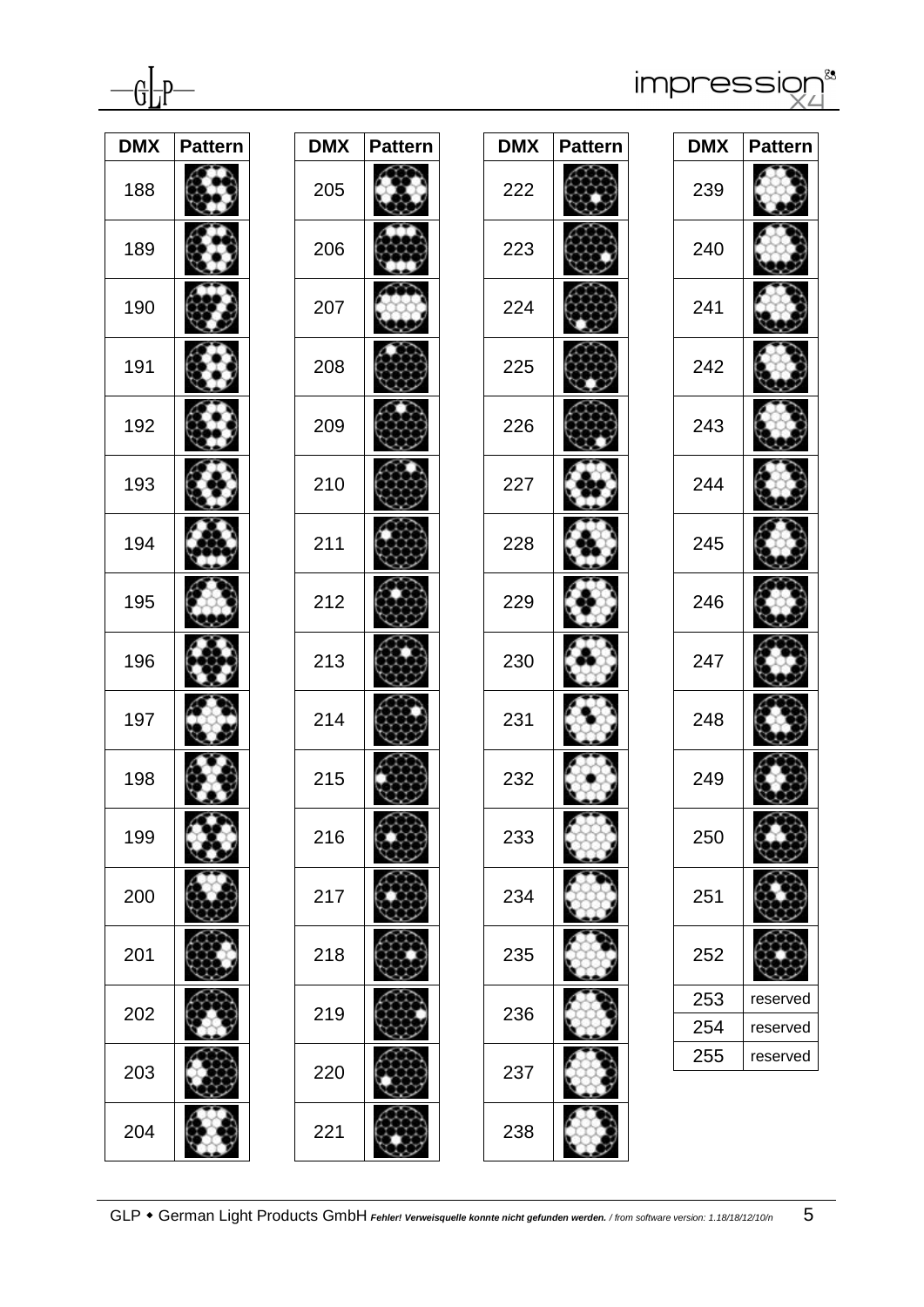| DMX | Pattern |
|---|---|
| 188 | |
| 189 | |
| 190 | |
| 191 | |
| 192 | |
| 193 | |
| 194 | |
| 195 | |
| 196 | |
| 197 | |
| 198 | |
| 199 | |
| 200 | |
| 201 | |
| 202 | |
| 203 | |
| 204 | |

| DMX | Pattern |
|---|---|
| 205 | |
| 206 | |
| 207 | |
| 208 | |
| 209 | |
| 210 | |
| 211 | |
| 212 | |
| 213 | |
| 214 | |
| 215 | |
| 216 | |
| 217 | |
| 218 | |
| 219 | |
| 220 | |
| 221 | |

| DMX | Pattern |
|---|---|
| 222 | |
| 223 | |
| 224 | |
| 225 | |
| 226 | |
| 227 | |
| 228 | |
| 229 | |
| 230 | |
| 231 | |
| 232 | |
| 233 | |
| 234 | |
| 235 | |
| 236 | |
| 237 | |
| 238 | |

| DMX | Pattern |
|---|---|
| 239 | |
| 240 | |
| 241 | |
| 242 | |
| 243 | |
| 244 | |
| 245 | |
| 246 | |
| 247 | |
| 248 | |
| 249 | |
| 250 | |
| 251 | |
| 252 | |
| 253 | reserved |
| 254 | reserved |
| 255 | reserved |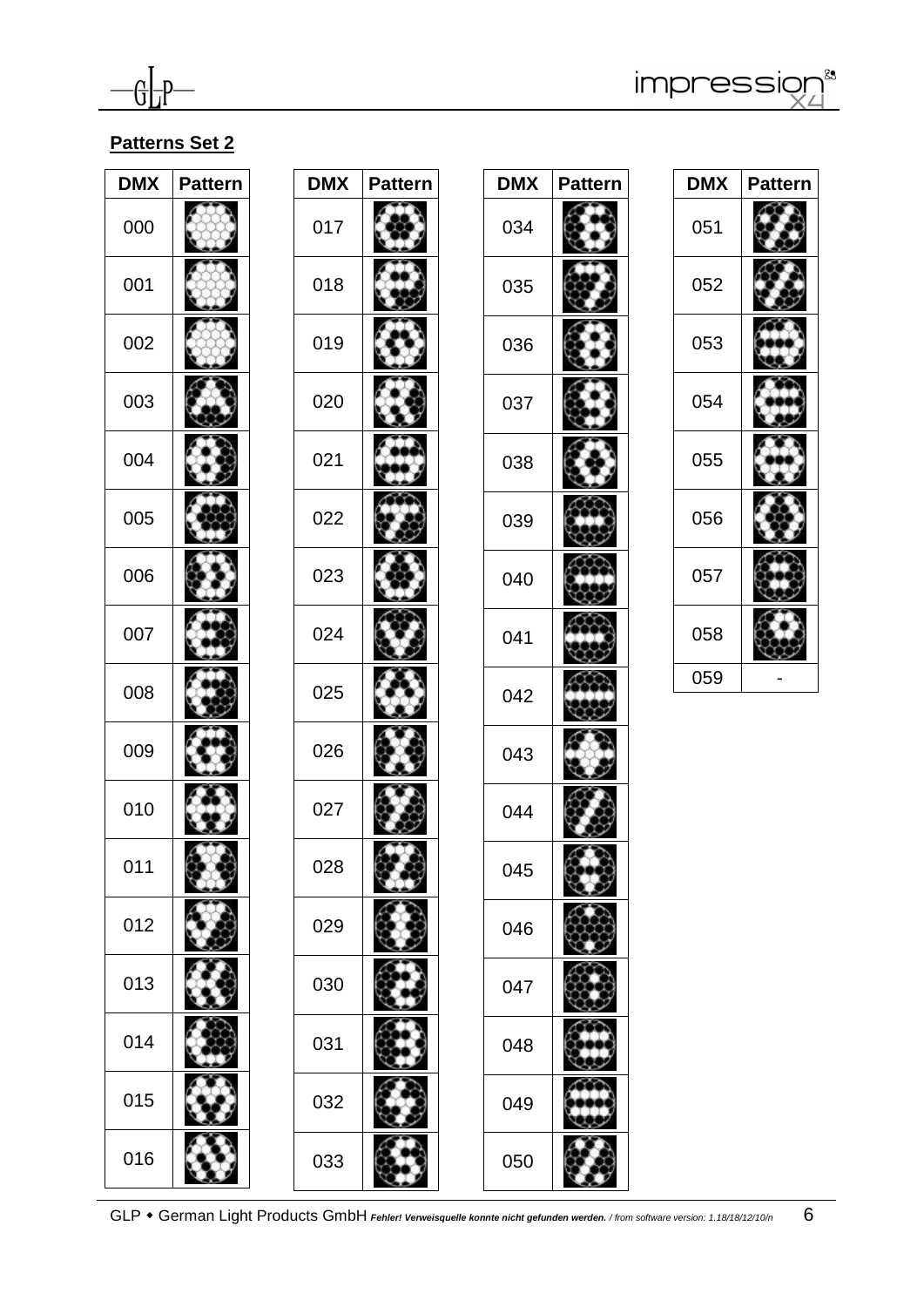## Patterns Set 2

| DMX | Pattern |
|---|---|
| 000 | |
| 001 | |
| 002 | |
| 003 | |
| 004 | |
| 005 | |
| 006 | |
| 007 | |
| 008 | |
| 009 | |
| 010 | |
| 011 | |
| 012 | |
| 013 | |
| 014 | |
| 015 | |
| 016 | |

| DMX | Pattern |
|---|---|
| 017 | |
| 018 | |
| 019 | |
| 020 | |
| 021 | |
| 022 | |
| 023 | |
| 024 | |
| 025 | |
| 026 | |
| 027 | |
| 028 | |
| 029 | |
| 030 | |
| 031 | |
| 032 | |
| 033 | |

| DMX | Pattern |
|---|---|
| 034 | |
| 035 | |
| 036 | |
| 037 | |
| 038 | |
| 039 | |
| 040 | |
| 041 | |
| 042 | |
| 043 | |
| 044 | |
| 045 | |
| 046 | |
| 047 | |
| 048 | |
| 049 | |
| 050 | |

| DMX | Pattern |
|---|---|
| 051 | |
| 052 | |
| 053 | |
| 054 | |
| 055 | |
| 056 | |
| 057 | |
| 058 | |
| 059 | - |